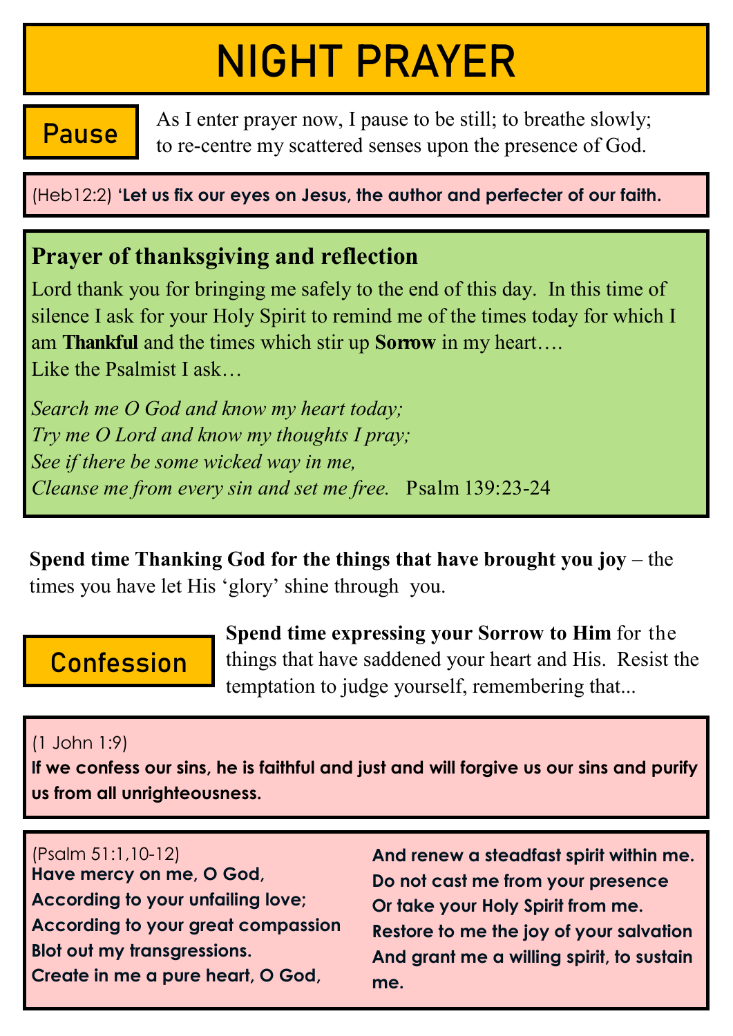# NIGHT PRAYER

## Pause

As I enter prayer now, I pause to be still; to breathe slowly; to re-centre my scattered senses upon the presence of God.

(Heb12:2) **'Let us fix our eyes on Jesus, the author and perfecter of our faith.**

### Prayer of thanksgiving and reflection

Lord thank you for bringing me safely to the end of this day. In this time of silence I ask for your Holy Spirit to remind me of the times today for which I am **Thankful** and the times which stir up **Sorrow** in my heart….
Like the Psalmist I ask…

*Search me O God and know my heart today;*
*Try me O Lord and know my thoughts I pray;*
*See if there be some wicked way in me,*
*Cleanse me from every sin and set me free.* Psalm 139:23-24

**Spend time Thanking God for the things that have brought you joy** – the times you have let His 'glory' shine through you.

## Confession

**Spend time expressing your Sorrow to Him** for the things that have saddened your heart and His. Resist the temptation to judge yourself, remembering that...

(1 John 1:9)
**If we confess our sins, he is faithful and just and will forgive us our sins and purify us from all unrighteousness.**

(Psalm 51:1,10-12)
**Have mercy on me, O God,**
**According to your unfailing love;**
**According to your great compassion**
**Blot out my transgressions.**
**Create in me a pure heart, O God,**
**And renew a steadfast spirit within me.**
**Do not cast me from your presence**
**Or take your Holy Spirit from me.**
**Restore to me the joy of your salvation**
**And grant me a willing spirit, to sustain me.**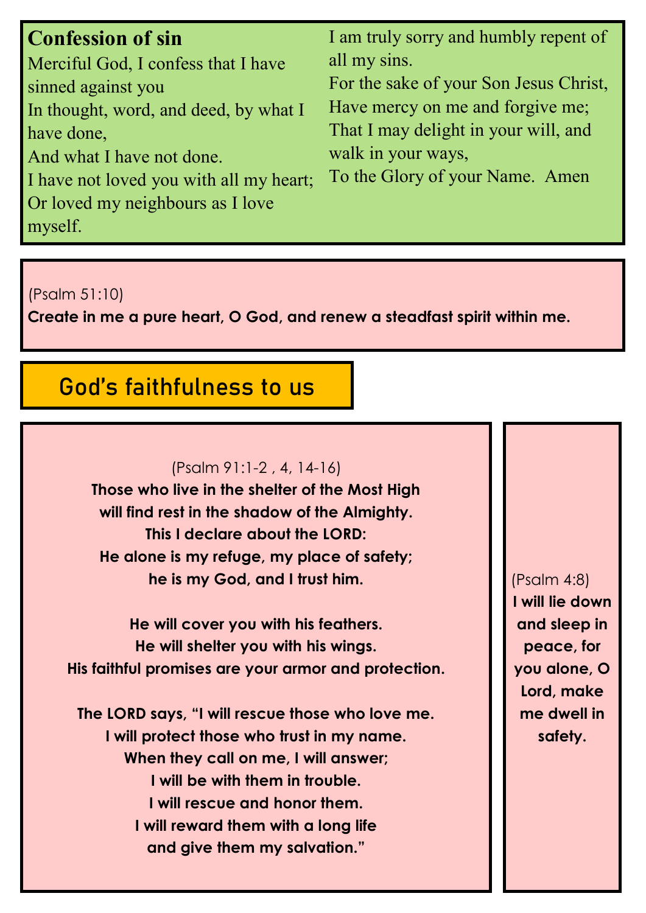## Confession of sin

Merciful God, I confess that I have sinned against you
In thought, word, and deed, by what I have done,
And what I have not done.
I have not loved you with all my heart;
Or loved my neighbours as I love myself.
I am truly sorry and humbly repent of all my sins.
For the sake of your Son Jesus Christ,
Have mercy on me and forgive me;
That I may delight in your will, and walk in your ways,
To the Glory of your Name. Amen

(Psalm 51:10)
**Create in me a pure heart, O God, and renew a steadfast spirit within me.**

## God's faithfulness to us

(Psalm 91:1-2 , 4, 14-16)
**Those who live in the shelter of the Most High**
**will find rest in the shadow of the Almighty.**
**This I declare about the LORD:**
**He alone is my refuge, my place of safety;**
**he is my God, and I trust him.**

**He will cover you with his feathers.**
**He will shelter you with his wings.**
**His faithful promises are your armor and protection.**

**The LORD says, "I will rescue those who love me.**
**I will protect those who trust in my name.**
**When they call on me, I will answer;**
**I will be with them in trouble.**
**I will rescue and honor them.**
**I will reward them with a long life**
**and give them my salvation."**

(Psalm 4:8)
**I will lie down and sleep in peace, for you alone, O Lord, make me dwell in safety.**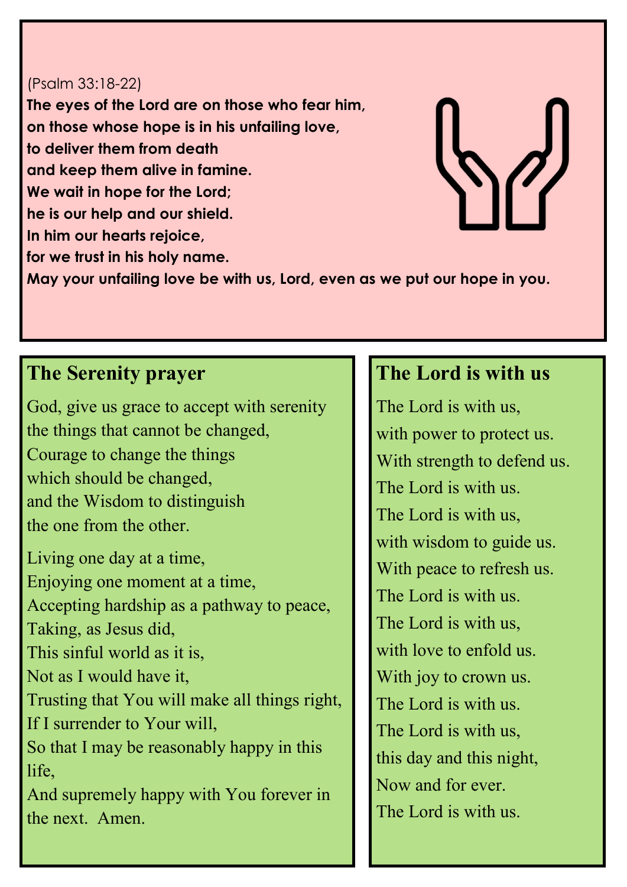(Psalm 33:18-22)

**The eyes of the Lord are on those who fear him,
on those whose hope is in his unfailing love,
to deliver them from death
and keep them alive in famine.
We wait in hope for the Lord;
he is our help and our shield.
In him our hearts rejoice,
for we trust in his holy name.
May your unfailing love be with us, Lord, even as we put our hope in you.**

## The Serenity prayer

God, give us grace to accept with serenity
the things that cannot be changed,
Courage to change the things
which should be changed,
and the Wisdom to distinguish
the one from the other.

Living one day at a time,
Enjoying one moment at a time,
Accepting hardship as a pathway to peace,
Taking, as Jesus did,
This sinful world as it is,
Not as I would have it,
Trusting that You will make all things right,
If I surrender to Your will,
So that I may be reasonably happy in this life,
And supremely happy with You forever in the next.  Amen.

## The Lord is with us

The Lord is with us,
with power to protect us.
With strength to defend us.
The Lord is with us.
The Lord is with us,
with wisdom to guide us.
With peace to refresh us.
The Lord is with us.
The Lord is with us,
with love to enfold us.
With joy to crown us.
The Lord is with us.
The Lord is with us,
this day and this night,
Now and for ever.
The Lord is with us.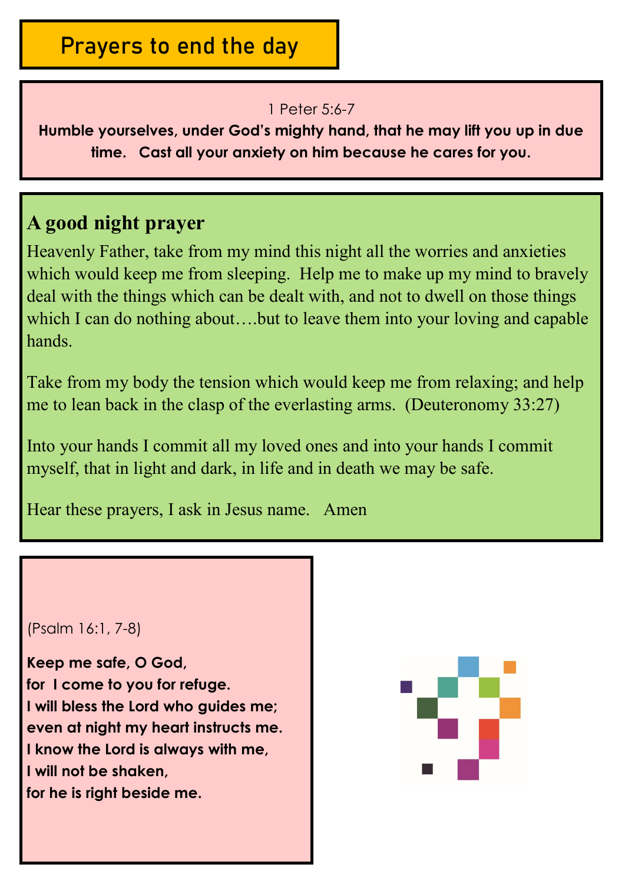# Prayers to end the day

1 Peter 5:6-7

**Humble yourselves, under God's mighty hand, that he may lift you up in due time. Cast all your anxiety on him because he cares for you.**

## A good night prayer

Heavenly Father, take from my mind this night all the worries and anxieties which would keep me from sleeping. Help me to make up my mind to bravely deal with the things which can be dealt with, and not to dwell on those things which I can do nothing about….but to leave them into your loving and capable hands.

Take from my body the tension which would keep me from relaxing; and help me to lean back in the clasp of the everlasting arms. (Deuteronomy 33:27)

Into your hands I commit all my loved ones and into your hands I commit myself, that in light and dark, in life and in death we may be safe.

Hear these prayers, I ask in Jesus name. Amen

(Psalm 16:1, 7-8)

**Keep me safe, O God,**
**for I come to you for refuge.**
**I will bless the Lord who guides me;**
**even at night my heart instructs me.**
**I know the Lord is always with me,**
**I will not be shaken,**
**for he is right beside me.**